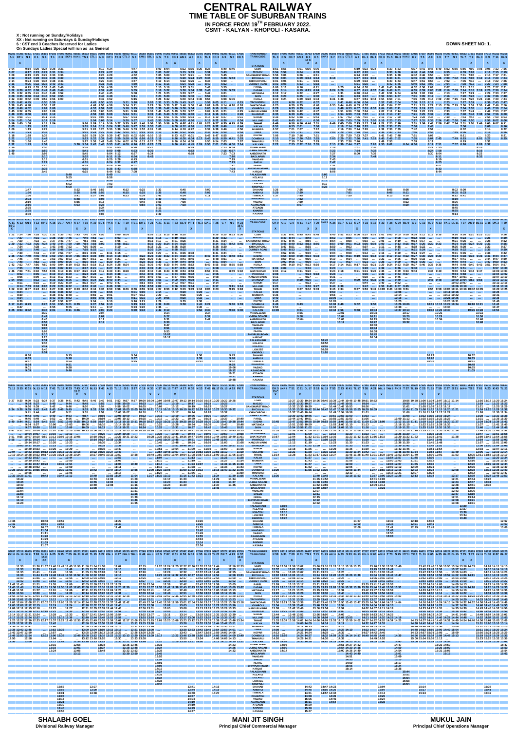# CENTRAL RAILWAY

## TIME TABLE OF SUBURBAN TRAINS

### IN FORCE FROM 19[TH] FEBRUARY 2022.

### CSMT - KALYAN - KHOPOLI - KASARA.

**X : Not running on Sunday/Holidays**

**XX : Not running on Saturdays & Sunday/Holidays**

**$ : CST end 3 Coaches Reserved for Ladies**

**On Sundays Ladies Special will run as as General**

**DOWN SHEET NO: 1.**

| TRAIN CODE |
|---|
| STATIONS |
| CSMT |
| MASJID |
| SANDHURST ROAD |
| BYCULLA |
| CHINCHPOKLI |
| CURREY ROAD |
| PAREL |
| DADAR |
| MATUNGA |
| SION |
| KURLA |
| VIDYAVIHAR |
| GHATKOPAR |
| VIKHROLI |
| KANJUR MARG |
| BHANDUP |
| NAHUR |
| MULUND |
| THANE |
| KALVA |
| MUMBRA |
| DIVA |
| KOPAR |
| DOMBIVLI |
| THAKURLI |
| KALYAN |
| VITHALWADI |
| ULHAS NAGAR |
| AMBERNATH |
| BADLAPUR |
| VANGANI |
| SHELU |
| NERAL |
| BHIVPURI ROAD |
| KARJAT |
| PALASDHARI |
| KELAVLI |
| DOLAVLI |
| LOWJEE |
| KHOPOLI |
| SHAHAD |
| AMBIVLI |
| TITWALA |
| KHADAVLI |
| VASIND |
| ASANGAON |
| ATGAON |
| KHARDI |
| KASARA |

**SHALABH GOEL**
Divisional Railway Manager

**MANI JIT SINGH**
Principal Chief Commercial Manager

**MUKUL JAIN**
Principal Chief Operations Manager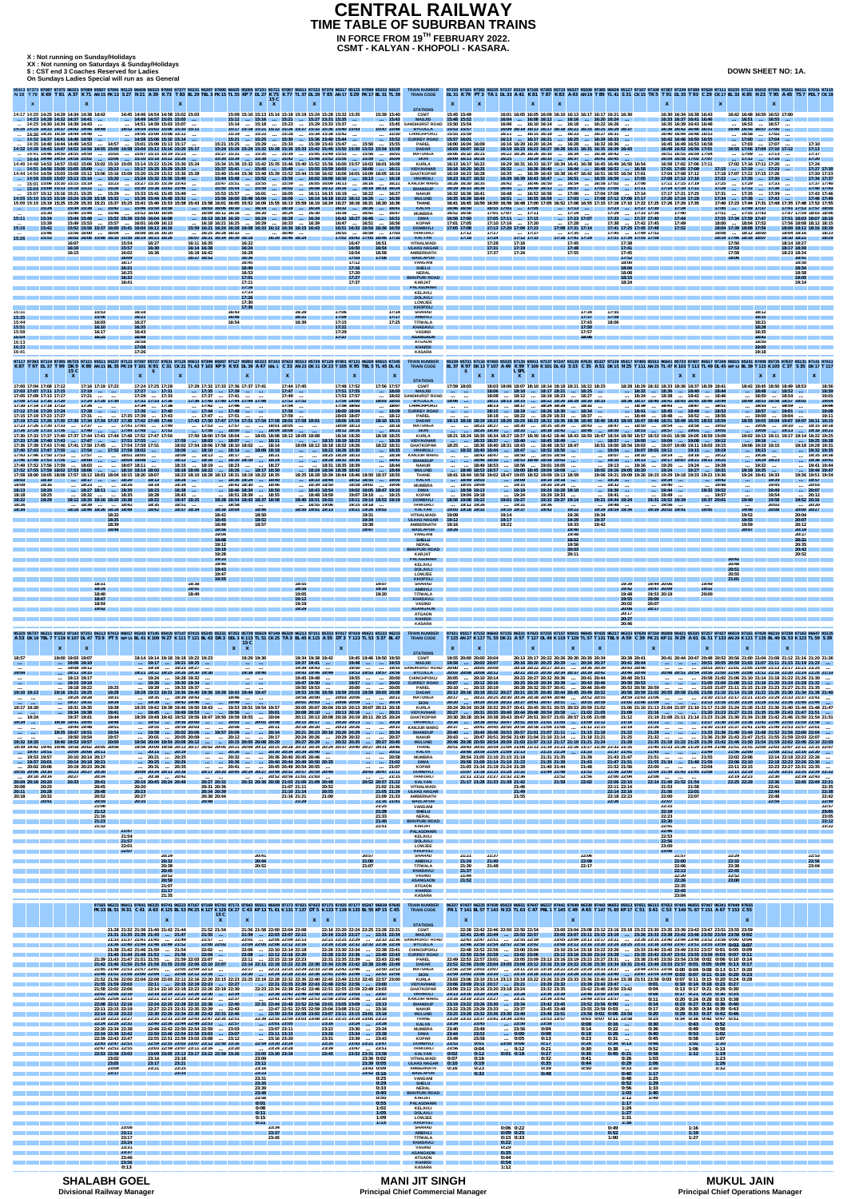# CENTRAL RAILWAY

## TIME TABLE OF SUBURBAN TRAINS

### IN FORCE FROM 19[TH] FEBRUARY 2022.

### CSMT - KALYAN - KHOPOLI - KASARA.

X : Not running on Sundays/Holidays

XX : Not running on Saturdays & Sunday/Holidays

$ : CST end 3 Coaches Reserved for Ladies

On Sundays Ladies Special will run as General

DOWN SHEET NO: 1A.

| STATIONS |
|---|
| CSMT |
| MASJID |
| SANDHURST ROAD |
| BYCULLA |
| CHINCHPOKLI |
| CURREY ROAD |
| PAREL |
| DADAR |
| MATUNGA |
| SION |
| KURLA |
| VIDYAVIHAR |
| GHATKOPAR |
| VIKHROLI |
| KANJUR MARG |
| BHANDUP |
| NAHUR |
| MULUND |
| THANE |
| KALWA |
| MUMBRA |
| DIWA |
| KOPAR |
| DOMBIVLI |
| THAKURLI |
| KALYAN |
| VITHALWADI |
| ULHAS NAGAR |
| AMBERNATH |
| BADLAPUR |
| VANGANI |
| SHELU |
| NERAL |
| BHIVPURI ROAD |
| KARJAT |
| PALASDHARI |
| KELAVLI |
| DOLAVLI |
| LOWJEE |
| KHOPOLI |
| SHAHAD |
| AMBIVLI |
| TITWALA |
| KHADAVLI |
| VASIND |
| ASANGAON |
| ATGAON |
| KHARDI |
| KASARA |

**SHALABH GOEL**
Divisional Railway Manager

**MANI JIT SINGH**
Principal Chief Commercial Manager

**MUKUL JAIN**
Principal Chief Operations Manager